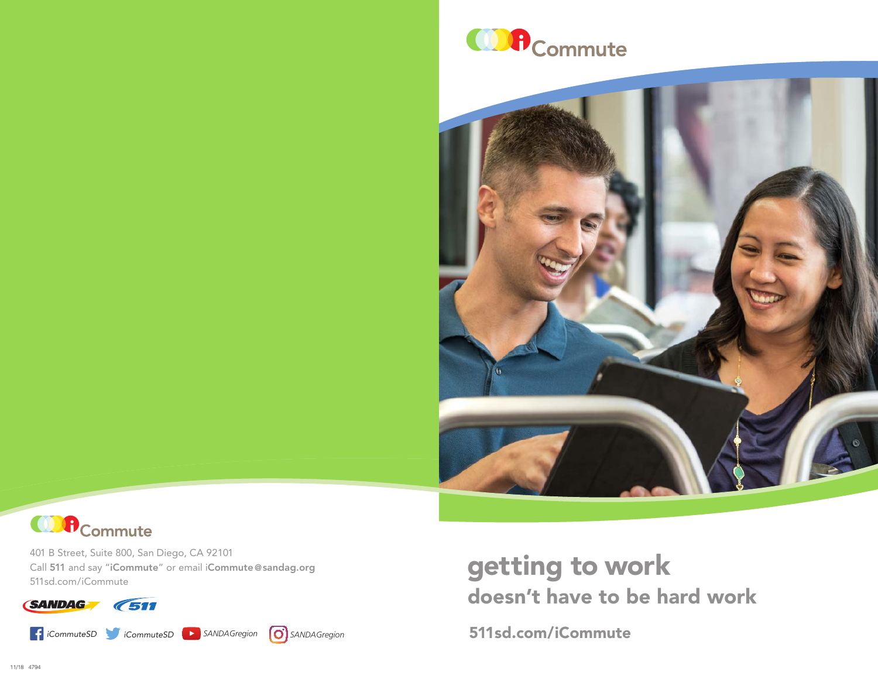iCommute

401 B Street, Suite 800, San Diego, CA 92101
Call **511** and say "**iCommute**" or email **iCommute@sandag.org**
511sd.com/iCommute

SANDAG 511

*iCommuteSD* *iCommuteSD* *SANDAGregion* *SANDAGregion*

11/18 4794

iCommute

# getting to work

## doesn't have to be hard work

**511sd.com/iCommute**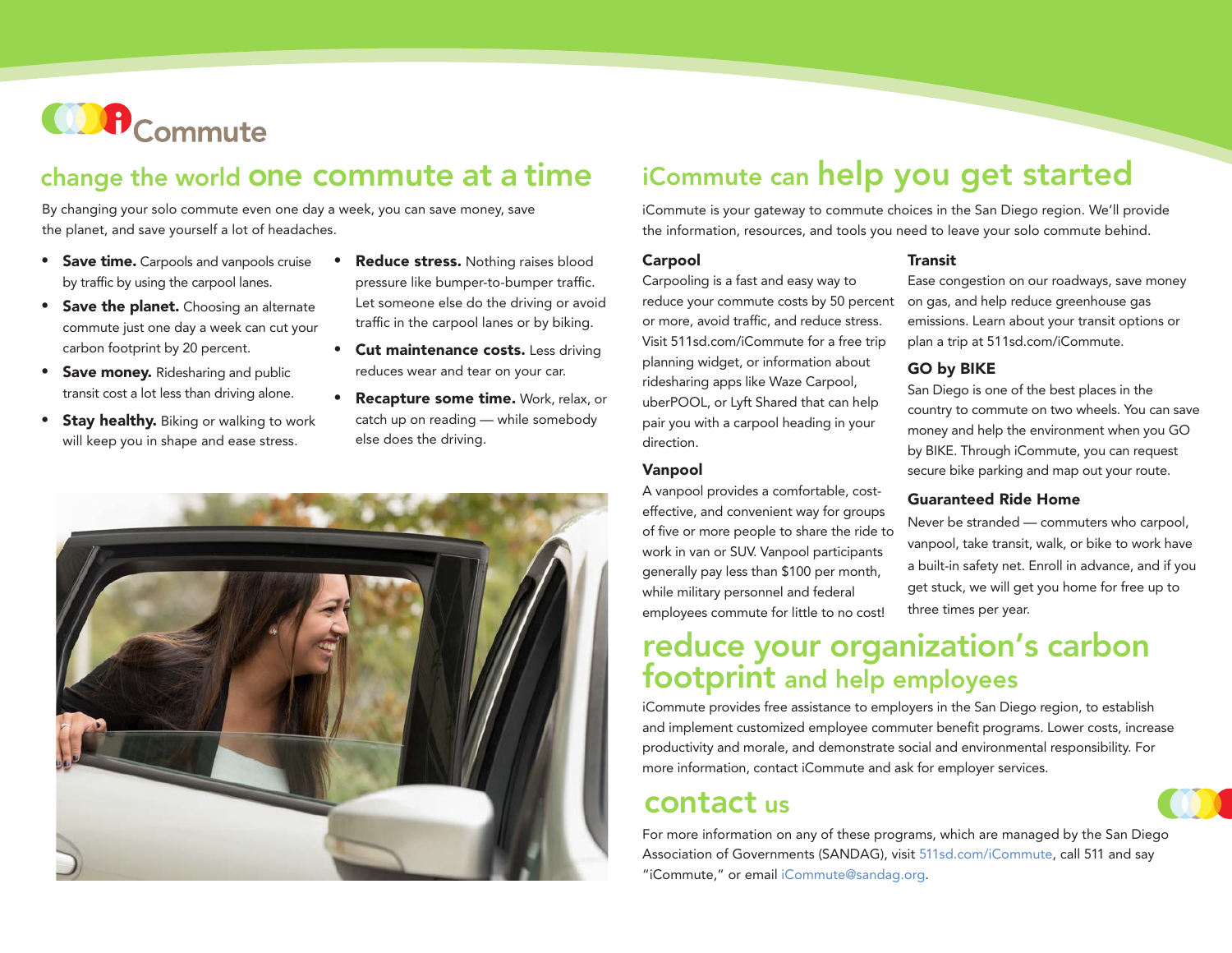iCommute

## change the world one commute at a time

By changing your solo commute even one day a week, you can save money, save the planet, and save yourself a lot of headaches.

- **Save time.** Carpools and vanpools cruise by traffic by using the carpool lanes.
- **Save the planet.** Choosing an alternate commute just one day a week can cut your carbon footprint by 20 percent.
- **Save money.** Ridesharing and public transit cost a lot less than driving alone.
- **Stay healthy.** Biking or walking to work will keep you in shape and ease stress.
- **Reduce stress.** Nothing raises blood pressure like bumper-to-bumper traffic. Let someone else do the driving or avoid traffic in the carpool lanes or by biking.
- **Cut maintenance costs.** Less driving reduces wear and tear on your car.
- **Recapture some time.** Work, relax, or catch up on reading — while somebody else does the driving.

## iCommute can help you get started

iCommute is your gateway to commute choices in the San Diego region. We'll provide the information, resources, and tools you need to leave your solo commute behind.

### Carpool

Carpooling is a fast and easy way to reduce your commute costs by 50 percent or more, avoid traffic, and reduce stress. Visit 511sd.com/iCommute for a free trip planning widget, or information about ridesharing apps like Waze Carpool, uberPOOL, or Lyft Shared that can help pair you with a carpool heading in your direction.

### Vanpool

A vanpool provides a comfortable, cost-effective, and convenient way for groups of five or more people to share the ride to work in van or SUV. Vanpool participants generally pay less than $100 per month, while military personnel and federal employees commute for little to no cost!

### Transit

Ease congestion on our roadways, save money on gas, and help reduce greenhouse gas emissions. Learn about your transit options or plan a trip at 511sd.com/iCommute.

### GO by BIKE

San Diego is one of the best places in the country to commute on two wheels. You can save money and help the environment when you GO by BIKE. Through iCommute, you can request secure bike parking and map out your route.

### Guaranteed Ride Home

Never be stranded — commuters who carpool, vanpool, take transit, walk, or bike to work have a built-in safety net. Enroll in advance, and if you get stuck, we will get you home for free up to three times per year.

## reduce your organization's carbon footprint and help employees

iCommute provides free assistance to employers in the San Diego region, to establish and implement customized employee commuter benefit programs. Lower costs, increase productivity and morale, and demonstrate social and environmental responsibility. For more information, contact iCommute and ask for employer services.

## contact us

For more information on any of these programs, which are managed by the San Diego Association of Governments (SANDAG), visit 511sd.com/iCommute, call 511 and say "iCommute," or email iCommute@sandag.org.